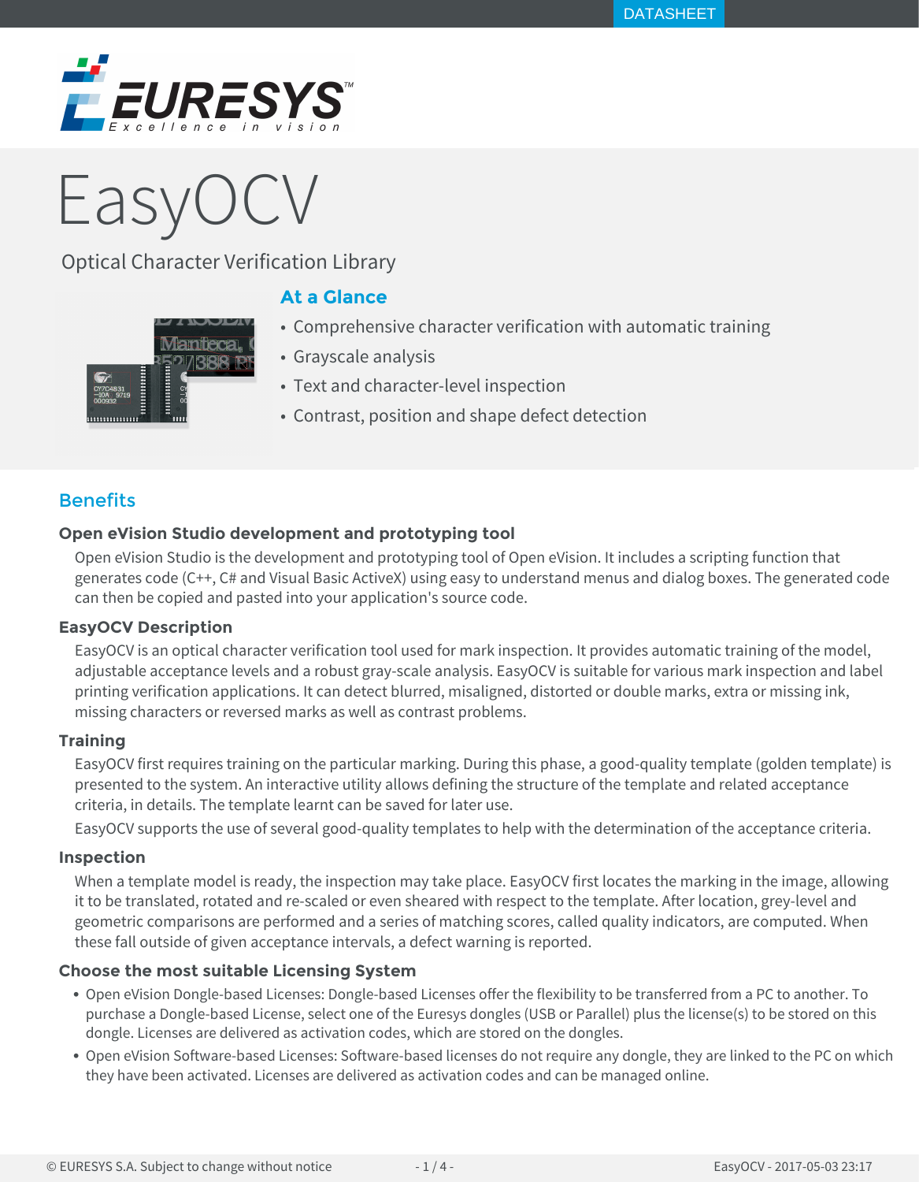# EasyOCV

Optical Character Verification Library

## At a Glance

- Comprehensive character verification with automatic training
- Grayscale analysis
- Text and character-level inspection
- Contrast, position and shape defect detection

## Benefits

### Open eVision Studio development and prototyping tool

Open eVision Studio is the development and prototyping tool of Open eVision. It includes a scripting function that generates code (C++, C# and Visual Basic ActiveX) using easy to understand menus and dialog boxes. The generated code can then be copied and pasted into your application's source code.

### EasyOCV Description

EasyOCV is an optical character verification tool used for mark inspection. It provides automatic training of the model, adjustable acceptance levels and a robust gray-scale analysis. EasyOCV is suitable for various mark inspection and label printing verification applications. It can detect blurred, misaligned, distorted or double marks, extra or missing ink, missing characters or reversed marks as well as contrast problems.

### Training

EasyOCV first requires training on the particular marking. During this phase, a good-quality template (golden template) is presented to the system. An interactive utility allows defining the structure of the template and related acceptance criteria, in details. The template learnt can be saved for later use.

EasyOCV supports the use of several good-quality templates to help with the determination of the acceptance criteria.

### Inspection

When a template model is ready, the inspection may take place. EasyOCV first locates the marking in the image, allowing it to be translated, rotated and re-scaled or even sheared with respect to the template. After location, grey-level and geometric comparisons are performed and a series of matching scores, called quality indicators, are computed. When these fall outside of given acceptance intervals, a defect warning is reported.

### Choose the most suitable Licensing System

- Open eVision Dongle-based Licenses: Dongle-based Licenses offer the flexibility to be transferred from a PC to another. To purchase a Dongle-based License, select one of the Euresys dongles (USB or Parallel) plus the license(s) to be stored on this dongle. Licenses are delivered as activation codes, which are stored on the dongles.
- Open eVision Software-based Licenses: Software-based licenses do not require any dongle, they are linked to the PC on which they have been activated. Licenses are delivered as activation codes and can be managed online.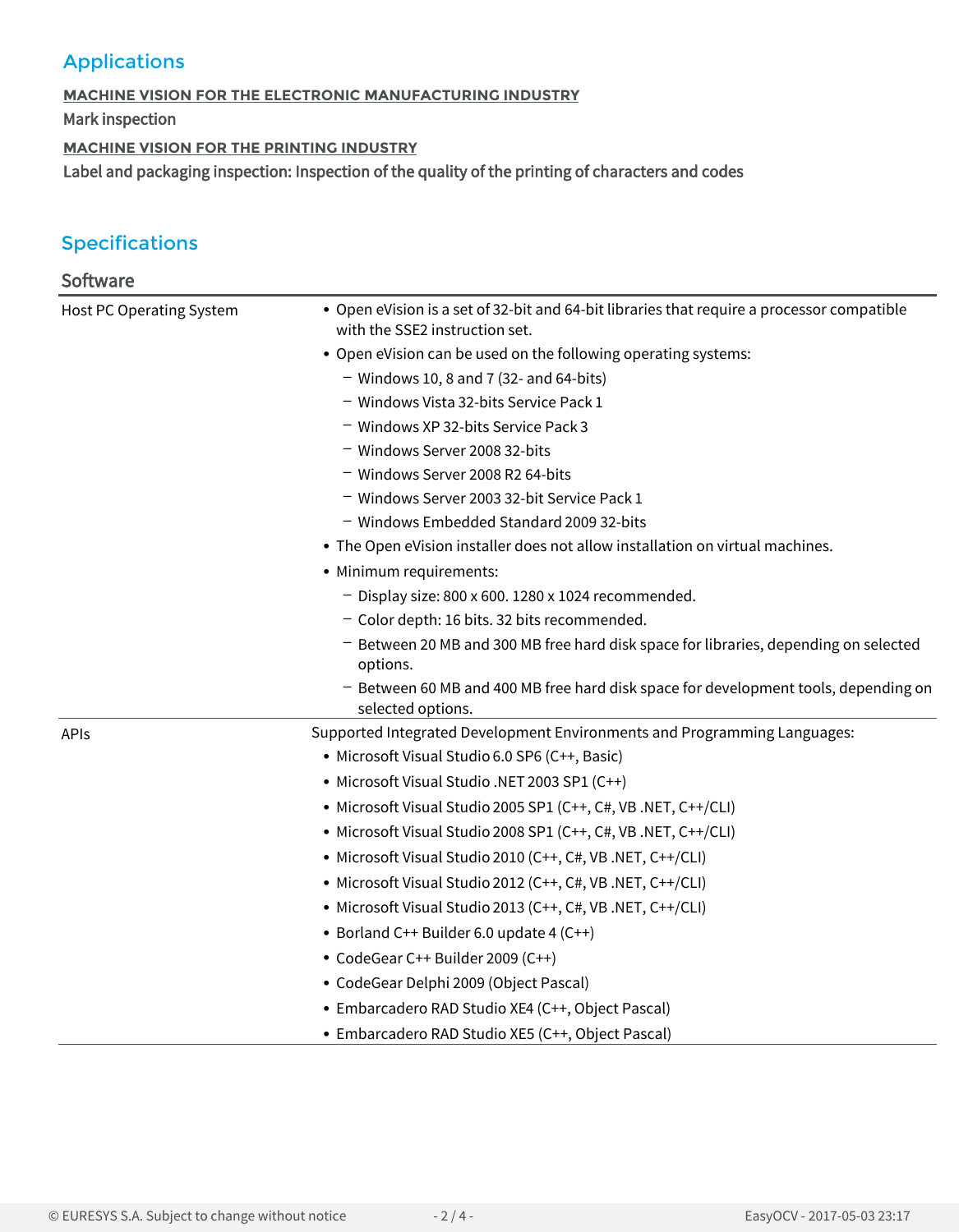## Applications

**MACHINE VISION FOR THE ELECTRONIC MANUFACTURING INDUSTRY**

Mark inspection

**MACHINE VISION FOR THE PRINTING INDUSTRY**

Label and packaging inspection: Inspection of the quality of the printing of characters and codes

## Specifications

### Software

| | |
|---|---|
| Host PC Operating System | • Open eVision is a set of 32-bit and 64-bit libraries that require a processor compatible with the SSE2 instruction set.<br>• Open eVision can be used on the following operating systems:<br>  − Windows 10, 8 and 7 (32- and 64-bits)<br>  − Windows Vista 32-bits Service Pack 1<br>  − Windows XP 32-bits Service Pack 3<br>  − Windows Server 2008 32-bits<br>  − Windows Server 2008 R2 64-bits<br>  − Windows Server 2003 32-bit Service Pack 1<br>  − Windows Embedded Standard 2009 32-bits<br>• The Open eVision installer does not allow installation on virtual machines.<br>• Minimum requirements:<br>  − Display size: 800 x 600. 1280 x 1024 recommended.<br>  − Color depth: 16 bits. 32 bits recommended.<br>  − Between 20 MB and 300 MB free hard disk space for libraries, depending on selected options.<br>  − Between 60 MB and 400 MB free hard disk space for development tools, depending on selected options. |
| APIs | Supported Integrated Development Environments and Programming Languages:<br>• Microsoft Visual Studio 6.0 SP6 (C++, Basic)<br>• Microsoft Visual Studio .NET 2003 SP1 (C++)<br>• Microsoft Visual Studio 2005 SP1 (C++, C#, VB .NET, C++/CLI)<br>• Microsoft Visual Studio 2008 SP1 (C++, C#, VB .NET, C++/CLI)<br>• Microsoft Visual Studio 2010 (C++, C#, VB .NET, C++/CLI)<br>• Microsoft Visual Studio 2012 (C++, C#, VB .NET, C++/CLI)<br>• Microsoft Visual Studio 2013 (C++, C#, VB .NET, C++/CLI)<br>• Borland C++ Builder 6.0 update 4 (C++)<br>• CodeGear C++ Builder 2009 (C++)<br>• CodeGear Delphi 2009 (Object Pascal)<br>• Embarcadero RAD Studio XE4 (C++, Object Pascal)<br>• Embarcadero RAD Studio XE5 (C++, Object Pascal) |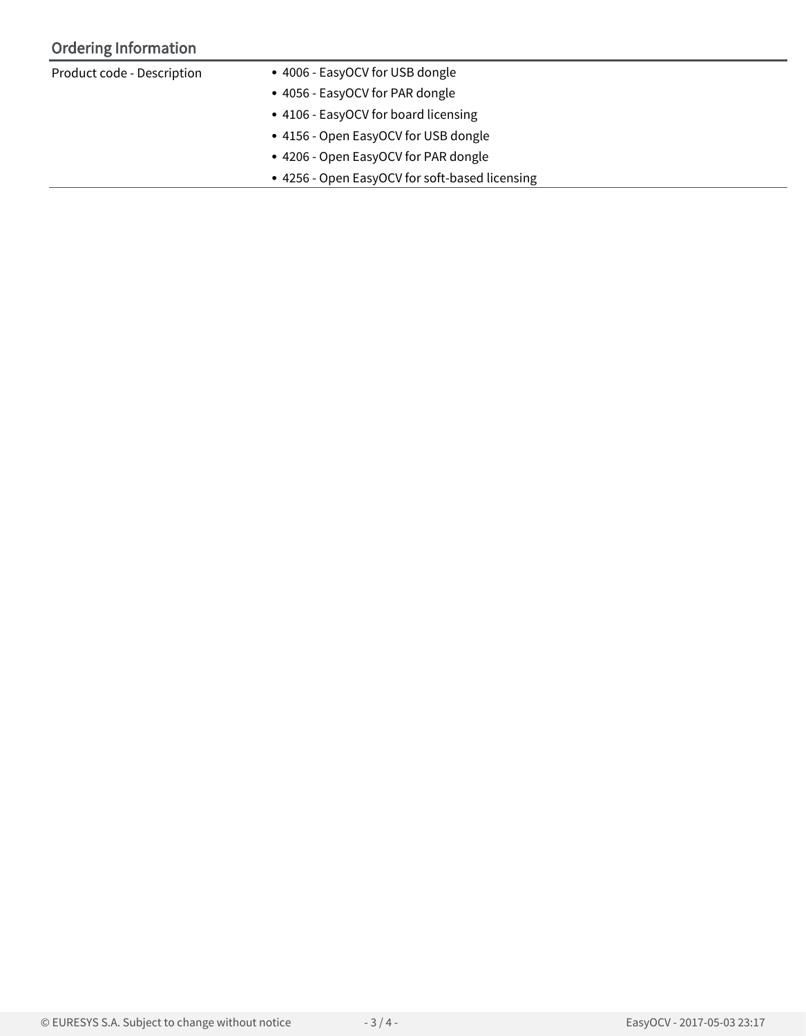## Ordering Information

| | |
|---|---|
| Product code - Description | • 4006 - EasyOCV for USB dongle<br>• 4056 - EasyOCV for PAR dongle<br>• 4106 - EasyOCV for board licensing<br>• 4156 - Open EasyOCV for USB dongle<br>• 4206 - Open EasyOCV for PAR dongle<br>• 4256 - Open EasyOCV for soft-based licensing |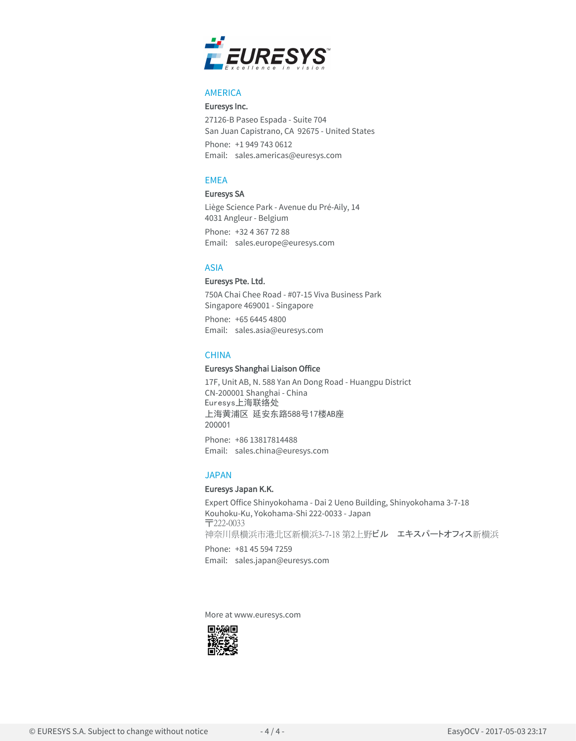EURESYS

Excellence in vision

## AMERICA

**Euresys Inc.**

27126-B Paseo Espada - Suite 704
San Juan Capistrano, CA 92675 - United States

Phone: +1 949 743 0612
Email: sales.americas@euresys.com

## EMEA

**Euresys SA**

Liège Science Park - Avenue du Pré-Aily, 14
4031 Angleur - Belgium

Phone: +32 4 367 72 88
Email: sales.europe@euresys.com

## ASIA

**Euresys Pte. Ltd.**

750A Chai Chee Road - #07-15 Viva Business Park
Singapore 469001 - Singapore

Phone: +65 6445 4800
Email: sales.asia@euresys.com

## CHINA

**Euresys Shanghai Liaison Office**

17F, Unit AB, N. 588 Yan An Dong Road - Huangpu District
CN-200001 Shanghai - China
Euresys上海联络处
上海黄浦区 延安东路588号17楼AB座
200001

Phone: +86 13817814488
Email: sales.china@euresys.com

## JAPAN

**Euresys Japan K.K.**

Expert Office Shinyokohama - Dai 2 Ueno Building, Shinyokohama 3-7-18
Kouhoku-Ku, Yokohama-Shi 222-0033 - Japan
〒222-0033
神奈川県横浜市港北区新横浜3-7-18 第2上野ビル エキスパートオフィス新横浜

Phone: +81 45 594 7259
Email: sales.japan@euresys.com

More at www.euresys.com